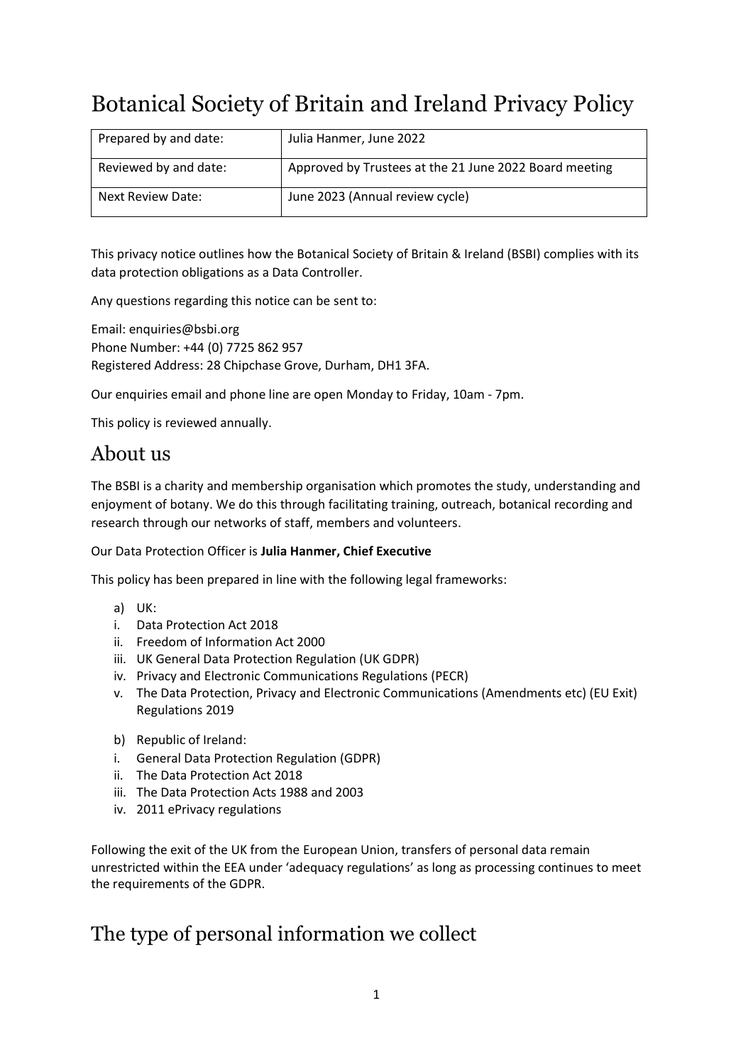# Botanical Society of Britain and Ireland Privacy Policy

| Prepared by and date: | Julia Hanmer, June 2022 |
| --- | --- |
| Reviewed by and date: | Approved by Trustees at the 21 June 2022 Board meeting |
| Next Review Date: | June 2023 (Annual review cycle) |

This privacy notice outlines how the Botanical Society of Britain & Ireland (BSBI) complies with its data protection obligations as a Data Controller.

Any questions regarding this notice can be sent to:

Email: enquiries@bsbi.org
Phone Number: +44 (0) 7725 862 957
Registered Address: 28 Chipchase Grove, Durham, DH1 3FA.

Our enquiries email and phone line are open Monday to Friday, 10am - 7pm.

This policy is reviewed annually.

## About us

The BSBI is a charity and membership organisation which promotes the study, understanding and enjoyment of botany. We do this through facilitating training, outreach, botanical recording and research through our networks of staff, members and volunteers.

Our Data Protection Officer is **Julia Hanmer, Chief Executive**

This policy has been prepared in line with the following legal frameworks:

a) UK:
   i. Data Protection Act 2018
   ii. Freedom of Information Act 2000
   iii. UK General Data Protection Regulation (UK GDPR)
   iv. Privacy and Electronic Communications Regulations (PECR)
   v. The Data Protection, Privacy and Electronic Communications (Amendments etc) (EU Exit) Regulations 2019

b) Republic of Ireland:
   i. General Data Protection Regulation (GDPR)
   ii. The Data Protection Act 2018
   iii. The Data Protection Acts 1988 and 2003
   iv. 2011 ePrivacy regulations

Following the exit of the UK from the European Union, transfers of personal data remain unrestricted within the EEA under 'adequacy regulations' as long as processing continues to meet the requirements of the GDPR.

## The type of personal information we collect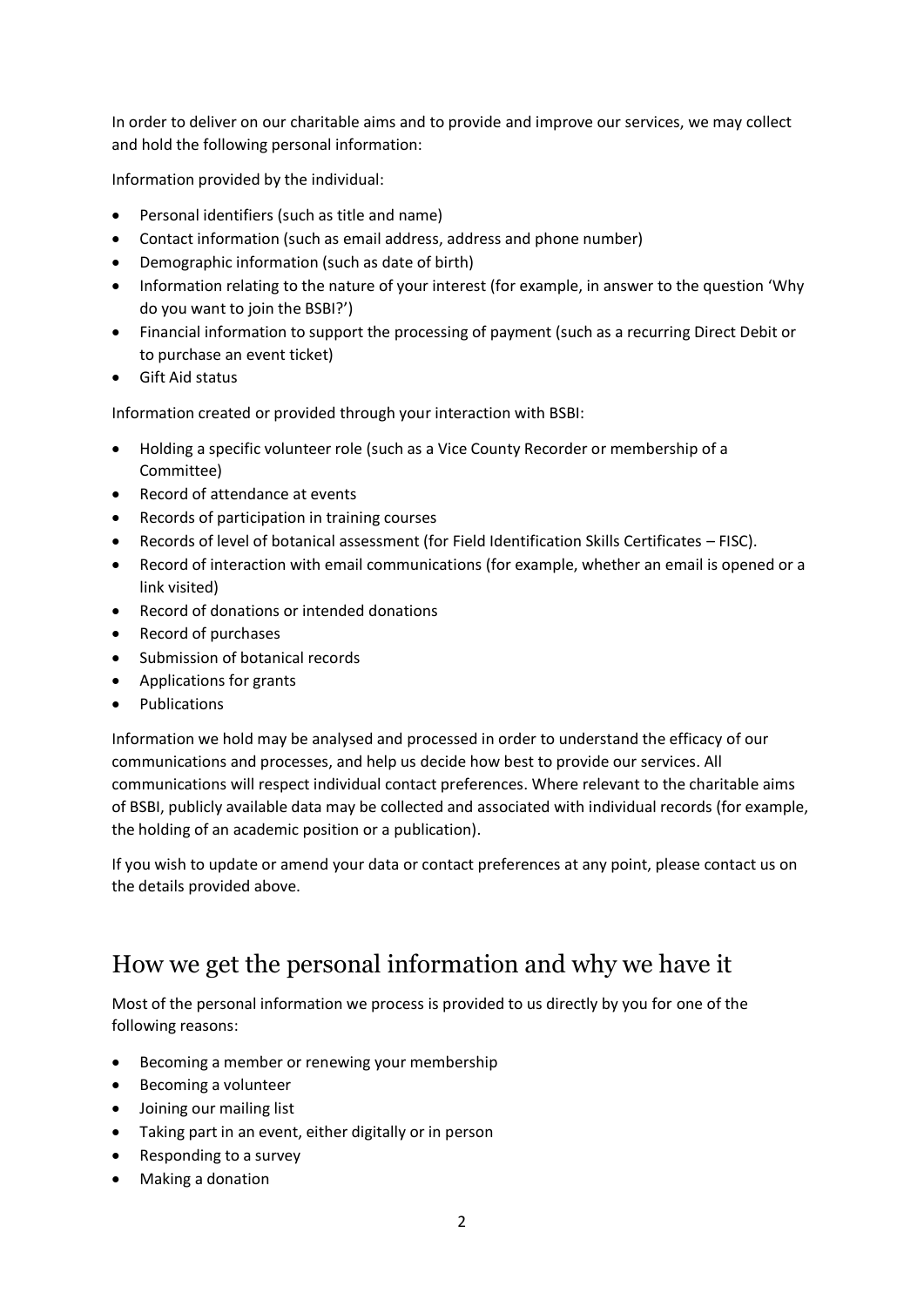In order to deliver on our charitable aims and to provide and improve our services, we may collect and hold the following personal information:

Information provided by the individual:

- Personal identifiers (such as title and name)
- Contact information (such as email address, address and phone number)
- Demographic information (such as date of birth)
- Information relating to the nature of your interest (for example, in answer to the question 'Why do you want to join the BSBI?')
- Financial information to support the processing of payment (such as a recurring Direct Debit or to purchase an event ticket)
- Gift Aid status

Information created or provided through your interaction with BSBI:

- Holding a specific volunteer role (such as a Vice County Recorder or membership of a Committee)
- Record of attendance at events
- Records of participation in training courses
- Records of level of botanical assessment (for Field Identification Skills Certificates – FISC).
- Record of interaction with email communications (for example, whether an email is opened or a link visited)
- Record of donations or intended donations
- Record of purchases
- Submission of botanical records
- Applications for grants
- Publications

Information we hold may be analysed and processed in order to understand the efficacy of our communications and processes, and help us decide how best to provide our services. All communications will respect individual contact preferences. Where relevant to the charitable aims of BSBI, publicly available data may be collected and associated with individual records (for example, the holding of an academic position or a publication).

If you wish to update or amend your data or contact preferences at any point, please contact us on the details provided above.

## How we get the personal information and why we have it

Most of the personal information we process is provided to us directly by you for one of the following reasons:

- Becoming a member or renewing your membership
- Becoming a volunteer
- Joining our mailing list
- Taking part in an event, either digitally or in person
- Responding to a survey
- Making a donation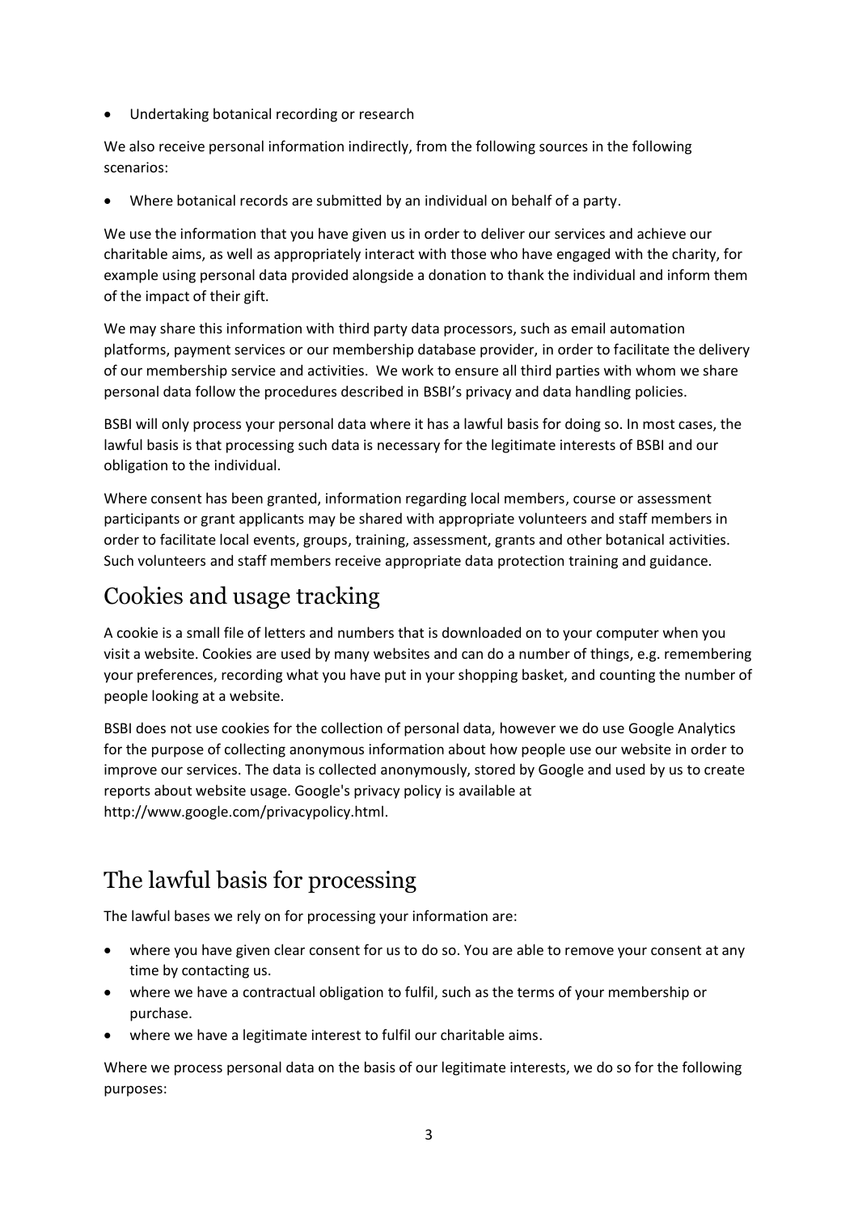- Undertaking botanical recording or research

We also receive personal information indirectly, from the following sources in the following scenarios:

- Where botanical records are submitted by an individual on behalf of a party.

We use the information that you have given us in order to deliver our services and achieve our charitable aims, as well as appropriately interact with those who have engaged with the charity, for example using personal data provided alongside a donation to thank the individual and inform them of the impact of their gift.

We may share this information with third party data processors, such as email automation platforms, payment services or our membership database provider, in order to facilitate the delivery of our membership service and activities. We work to ensure all third parties with whom we share personal data follow the procedures described in BSBI's privacy and data handling policies.

BSBI will only process your personal data where it has a lawful basis for doing so. In most cases, the lawful basis is that processing such data is necessary for the legitimate interests of BSBI and our obligation to the individual.

Where consent has been granted, information regarding local members, course or assessment participants or grant applicants may be shared with appropriate volunteers and staff members in order to facilitate local events, groups, training, assessment, grants and other botanical activities. Such volunteers and staff members receive appropriate data protection training and guidance.

## Cookies and usage tracking

A cookie is a small file of letters and numbers that is downloaded on to your computer when you visit a website. Cookies are used by many websites and can do a number of things, e.g. remembering your preferences, recording what you have put in your shopping basket, and counting the number of people looking at a website.

BSBI does not use cookies for the collection of personal data, however we do use Google Analytics for the purpose of collecting anonymous information about how people use our website in order to improve our services. The data is collected anonymously, stored by Google and used by us to create reports about website usage. Google's privacy policy is available at http://www.google.com/privacypolicy.html.

## The lawful basis for processing

The lawful bases we rely on for processing your information are:

- where you have given clear consent for us to do so. You are able to remove your consent at any time by contacting us.
- where we have a contractual obligation to fulfil, such as the terms of your membership or purchase.
- where we have a legitimate interest to fulfil our charitable aims.

Where we process personal data on the basis of our legitimate interests, we do so for the following purposes: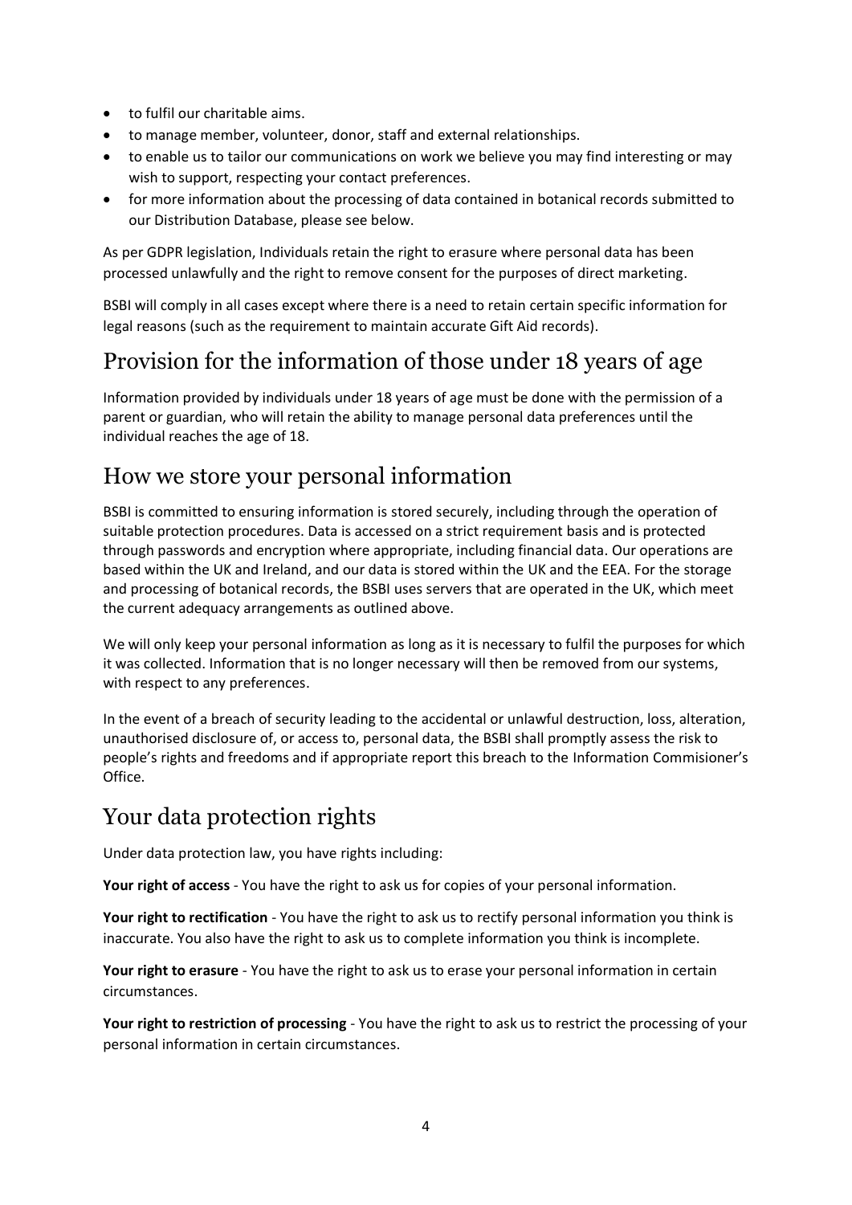- to fulfil our charitable aims.
- to manage member, volunteer, donor, staff and external relationships.
- to enable us to tailor our communications on work we believe you may find interesting or may wish to support, respecting your contact preferences.
- for more information about the processing of data contained in botanical records submitted to our Distribution Database, please see below.

As per GDPR legislation, Individuals retain the right to erasure where personal data has been processed unlawfully and the right to remove consent for the purposes of direct marketing.

BSBI will comply in all cases except where there is a need to retain certain specific information for legal reasons (such as the requirement to maintain accurate Gift Aid records).

## Provision for the information of those under 18 years of age

Information provided by individuals under 18 years of age must be done with the permission of a parent or guardian, who will retain the ability to manage personal data preferences until the individual reaches the age of 18.

## How we store your personal information

BSBI is committed to ensuring information is stored securely, including through the operation of suitable protection procedures. Data is accessed on a strict requirement basis and is protected through passwords and encryption where appropriate, including financial data. Our operations are based within the UK and Ireland, and our data is stored within the UK and the EEA. For the storage and processing of botanical records, the BSBI uses servers that are operated in the UK, which meet the current adequacy arrangements as outlined above.

We will only keep your personal information as long as it is necessary to fulfil the purposes for which it was collected. Information that is no longer necessary will then be removed from our systems, with respect to any preferences.

In the event of a breach of security leading to the accidental or unlawful destruction, loss, alteration, unauthorised disclosure of, or access to, personal data, the BSBI shall promptly assess the risk to people's rights and freedoms and if appropriate report this breach to the Information Commisioner's Office.

## Your data protection rights

Under data protection law, you have rights including:

**Your right of access** - You have the right to ask us for copies of your personal information.

**Your right to rectification** - You have the right to ask us to rectify personal information you think is inaccurate. You also have the right to ask us to complete information you think is incomplete.

**Your right to erasure** - You have the right to ask us to erase your personal information in certain circumstances.

**Your right to restriction of processing** - You have the right to ask us to restrict the processing of your personal information in certain circumstances.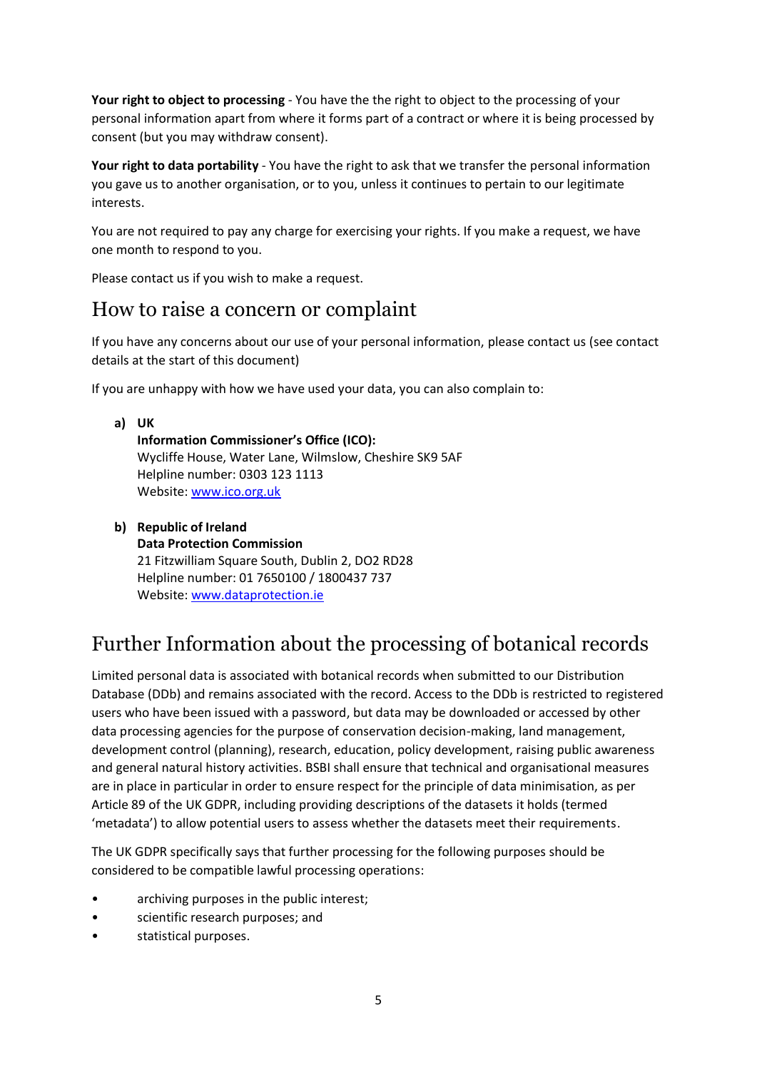**Your right to object to processing** - You have the the right to object to the processing of your personal information apart from where it forms part of a contract or where it is being processed by consent (but you may withdraw consent).

**Your right to data portability** - You have the right to ask that we transfer the personal information you gave us to another organisation, or to you, unless it continues to pertain to our legitimate interests.

You are not required to pay any charge for exercising your rights. If you make a request, we have one month to respond to you.

Please contact us if you wish to make a request.

## How to raise a concern or complaint

If you have any concerns about our use of your personal information, please contact us (see contact details at the start of this document)

If you are unhappy with how we have used your data, you can also complain to:

a) **UK**
   **Information Commissioner's Office (ICO):**
   Wycliffe House, Water Lane, Wilmslow, Cheshire SK9 5AF
   Helpline number: 0303 123 1113
   Website: www.ico.org.uk

b) **Republic of Ireland**
   **Data Protection Commission**
   21 Fitzwilliam Square South, Dublin 2, DO2 RD28
   Helpline number: 01 7650100 / 1800437 737
   Website: www.dataprotection.ie

## Further Information about the processing of botanical records

Limited personal data is associated with botanical records when submitted to our Distribution Database (DDb) and remains associated with the record. Access to the DDb is restricted to registered users who have been issued with a password, but data may be downloaded or accessed by other data processing agencies for the purpose of conservation decision-making, land management, development control (planning), research, education, policy development, raising public awareness and general natural history activities. BSBI shall ensure that technical and organisational measures are in place in particular in order to ensure respect for the principle of data minimisation, as per Article 89 of the UK GDPR, including providing descriptions of the datasets it holds (termed 'metadata') to allow potential users to assess whether the datasets meet their requirements.

The UK GDPR specifically says that further processing for the following purposes should be considered to be compatible lawful processing operations:

- archiving purposes in the public interest;
- scientific research purposes; and
- statistical purposes.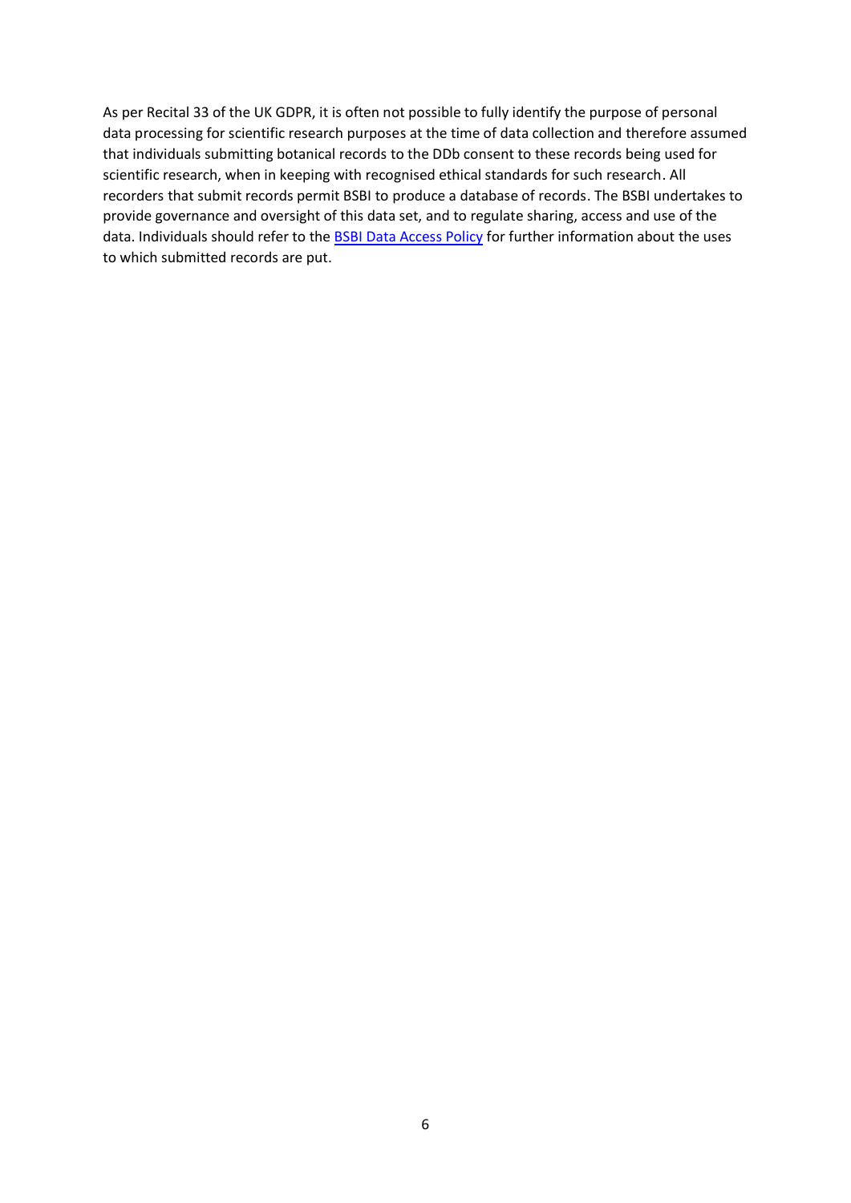As per Recital 33 of the UK GDPR, it is often not possible to fully identify the purpose of personal data processing for scientific research purposes at the time of data collection and therefore assumed that individuals submitting botanical records to the DDb consent to these records being used for scientific research, when in keeping with recognised ethical standards for such research. All recorders that submit records permit BSBI to produce a database of records. The BSBI undertakes to provide governance and oversight of this data set, and to regulate sharing, access and use of the data. Individuals should refer to the BSBI Data Access Policy for further information about the uses to which submitted records are put.